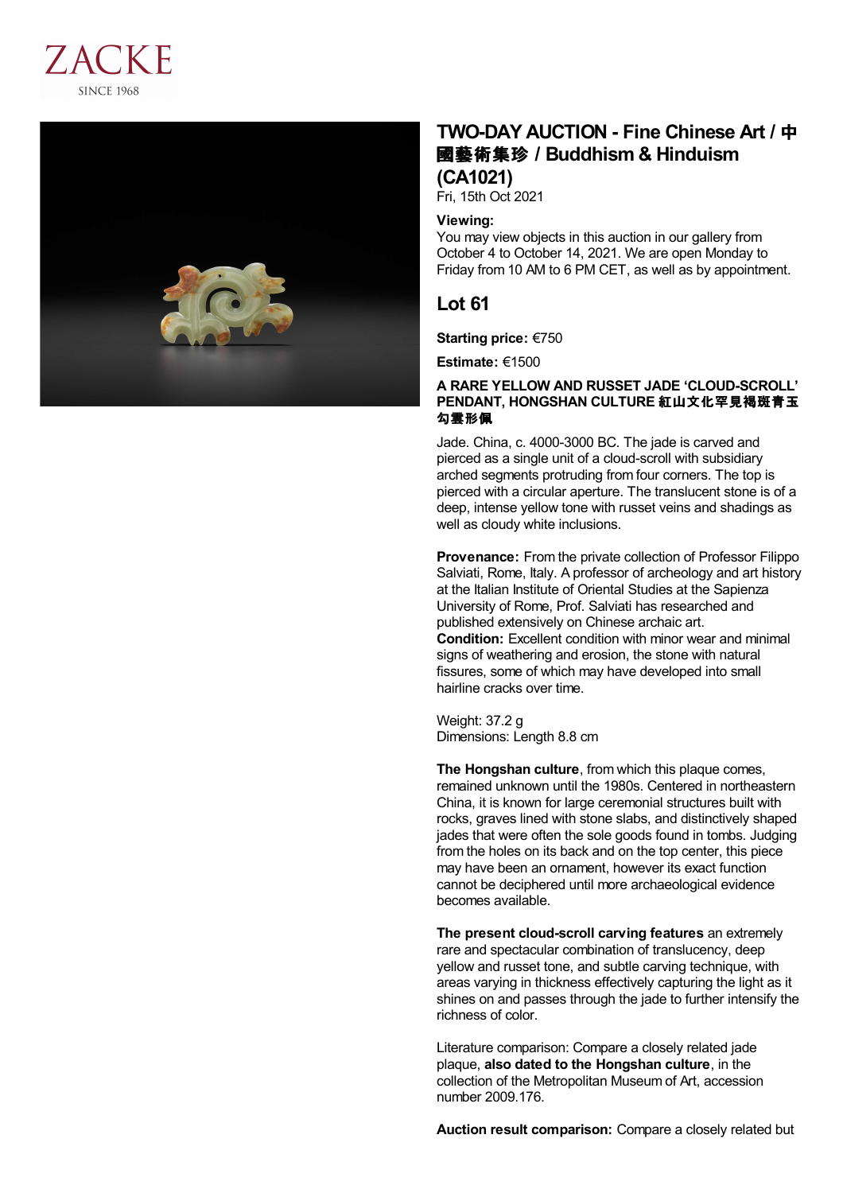ZACKE
SINCE 1968

# TWO-DAY AUCTION - Fine Chinese Art / 中國藝術集珍 / Buddhism & Hinduism (CA1021)

Fri, 15th Oct 2021

**Viewing:**
You may view objects in this auction in our gallery from October 4 to October 14, 2021. We are open Monday to Friday from 10 AM to 6 PM CET, as well as by appointment.

## Lot 61

**Starting price:** €750

**Estimate:** €1500

**A RARE YELLOW AND RUSSET JADE 'CLOUD-SCROLL' PENDANT, HONGSHAN CULTURE 紅山文化罕見褐斑青玉勾雲形佩**

Jade. China, c. 4000-3000 BC. The jade is carved and pierced as a single unit of a cloud-scroll with subsidiary arched segments protruding from four corners. The top is pierced with a circular aperture. The translucent stone is of a deep, intense yellow tone with russet veins and shadings as well as cloudy white inclusions.

**Provenance:** From the private collection of Professor Filippo Salviati, Rome, Italy. A professor of archeology and art history at the Italian Institute of Oriental Studies at the Sapienza University of Rome, Prof. Salviati has researched and published extensively on Chinese archaic art.
**Condition:** Excellent condition with minor wear and minimal signs of weathering and erosion, the stone with natural fissures, some of which may have developed into small hairline cracks over time.

Weight: 37.2 g
Dimensions: Length 8.8 cm

**The Hongshan culture**, from which this plaque comes, remained unknown until the 1980s. Centered in northeastern China, it is known for large ceremonial structures built with rocks, graves lined with stone slabs, and distinctively shaped jades that were often the sole goods found in tombs. Judging from the holes on its back and on the top center, this piece may have been an ornament, however its exact function cannot be deciphered until more archaeological evidence becomes available.

**The present cloud-scroll carving features** an extremely rare and spectacular combination of translucency, deep yellow and russet tone, and subtle carving technique, with areas varying in thickness effectively capturing the light as it shines on and passes through the jade to further intensify the richness of color.

Literature comparison: Compare a closely related jade plaque, **also dated to the Hongshan culture**, in the collection of the Metropolitan Museum of Art, accession number 2009.176.

**Auction result comparison:** Compare a closely related but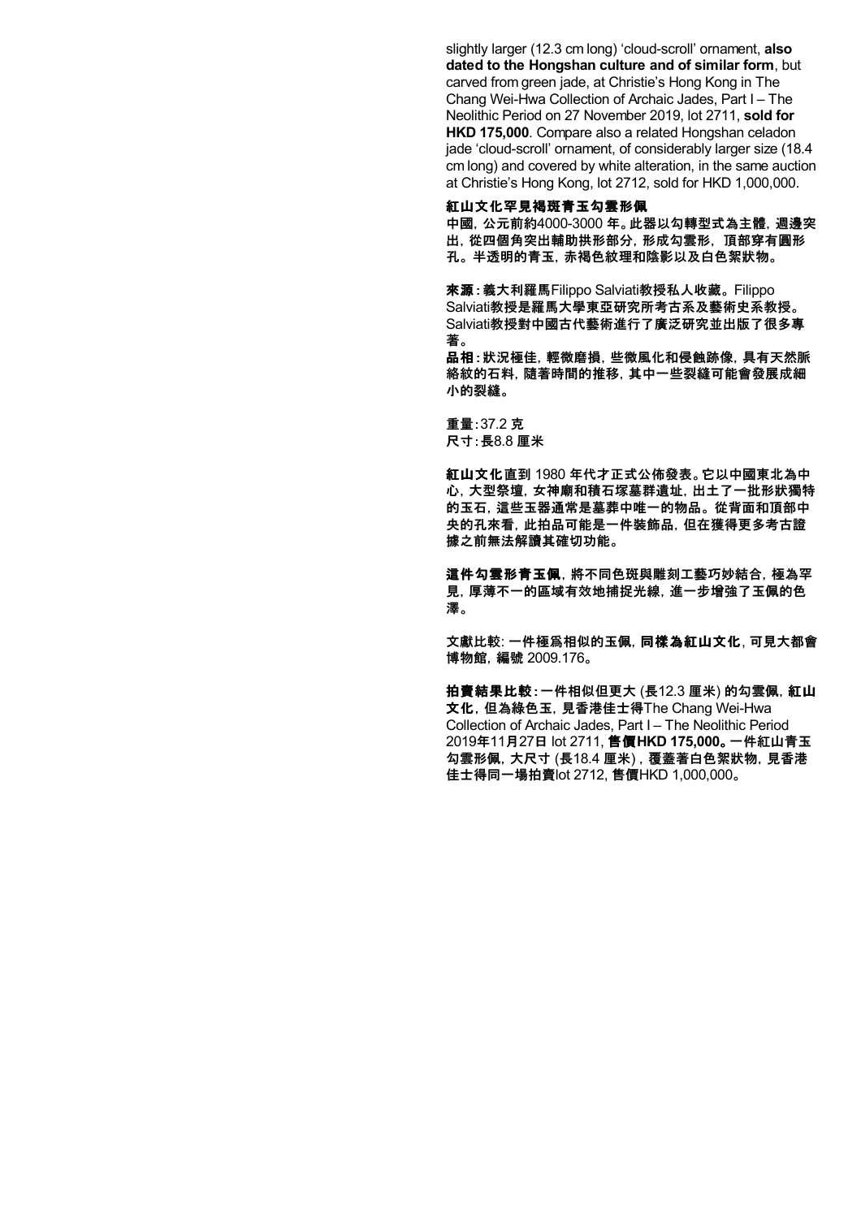slightly larger (12.3 cm long) 'cloud-scroll' ornament, **also dated to the Hongshan culture and of similar form**, but carved from green jade, at Christie's Hong Kong in The Chang Wei-Hwa Collection of Archaic Jades, Part I – The Neolithic Period on 27 November 2019, lot 2711, **sold for HKD 175,000**. Compare also a related Hongshan celadon jade 'cloud-scroll' ornament, of considerably larger size (18.4 cm long) and covered by white alteration, in the same auction at Christie's Hong Kong, lot 2712, sold for HKD 1,000,000.

**紅山文化罕見褐斑青玉勾雲形佩**

**中國，公元前約4000-3000 年。此器以勾轉型式為主體，週邊突出，從四個角突出輔助拱形部分，形成勾雲形，頂部穿有圓形孔。半透明的青玉，赤褐色紋理和陰影以及白色絮狀物。**

**來源：義大利羅馬**Filippo Salviati**教授私人收藏。**Filippo Salviati**教授是羅馬大學東亞研究所考古系及藝術史系教授。**Salviati**教授對中國古代藝術進行了廣泛研究並出版了很多專著。**

**品相：狀況極佳，輕微磨損，些微風化和侵蝕跡像，具有天然脈絡紋的石料，隨著時間的推移，其中一些裂縫可能會發展成細小的裂縫。**

**重量：**37.2 **克**
**尺寸：長**8.8 **厘米**

**紅山文化直到** 1980 **年代才正式公佈發表。它以中國東北為中心，大型祭壇，女神廟和積石塚墓群遺址，出土了一批形狀獨特的玉石，這些玉器通常是墓葬中唯一的物品。從背面和頂部中央的孔來看，此拍品可能是一件裝飾品，但在獲得更多考古證據之前無法解讀其確切功能。**

**這件勾雲形青玉佩，將不同色斑與雕刻工藝巧妙結合，極為罕見，厚薄不一的區域有效地捕捉光線，進一步增強了玉佩的色澤。**

**文獻比較：一件極爲相似的玉佩，同樣為紅山文化，可見大都會博物館，編號** 2009.176**。**

**拍賣結果比較：一件相似但更大** (**長**12.3 **厘米**) **的勾雲佩，紅山文化，但為綠色玉，見香港佳士得**The Chang Wei-Hwa Collection of Archaic Jades, Part I – The Neolithic Period 2019**年**11**月**27**日** lot 2711, **售價HKD 175,000。一件紅山青玉勾雲形佩，大尺寸** (**長**18.4 **厘米**)**，覆蓋著白色絮狀物，見香港佳士得同一場拍賣**lot 2712, **售價**HKD 1,000,000**。**